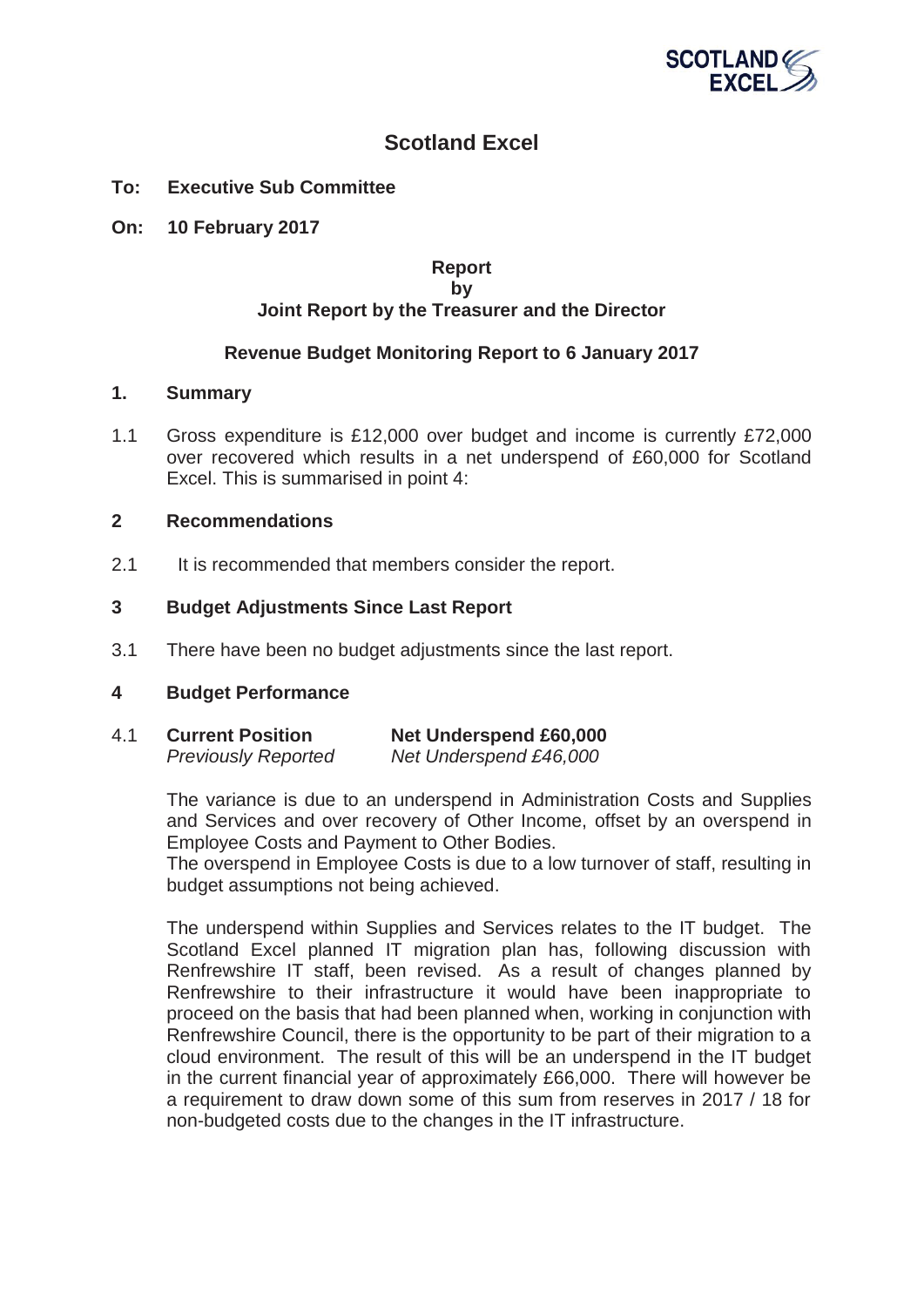# Scotland Excel

**To: Executive Sub Committee**

**On: 10 February 2017**

**Report**
**by**
**Joint Report by the Treasurer and the Director**

**Revenue Budget Monitoring Report to 6 January 2017**

## 1. Summary

1.1 Gross expenditure is £12,000 over budget and income is currently £72,000 over recovered which results in a net underspend of £60,000 for Scotland Excel. This is summarised in point 4:

## 2 Recommendations

2.1 It is recommended that members consider the report.

## 3 Budget Adjustments Since Last Report

3.1 There have been no budget adjustments since the last report.

## 4 Budget Performance

4.1 **Current Position** **Net Underspend £60,000**
*Previously Reported* *Net Underspend £46,000*

The variance is due to an underspend in Administration Costs and Supplies and Services and over recovery of Other Income, offset by an overspend in Employee Costs and Payment to Other Bodies.
The overspend in Employee Costs is due to a low turnover of staff, resulting in budget assumptions not being achieved.

The underspend within Supplies and Services relates to the IT budget. The Scotland Excel planned IT migration plan has, following discussion with Renfrewshire IT staff, been revised. As a result of changes planned by Renfrewshire to their infrastructure it would have been inappropriate to proceed on the basis that had been planned when, working in conjunction with Renfrewshire Council, there is the opportunity to be part of their migration to a cloud environment. The result of this will be an underspend in the IT budget in the current financial year of approximately £66,000. There will however be a requirement to draw down some of this sum from reserves in 2017 / 18 for non-budgeted costs due to the changes in the IT infrastructure.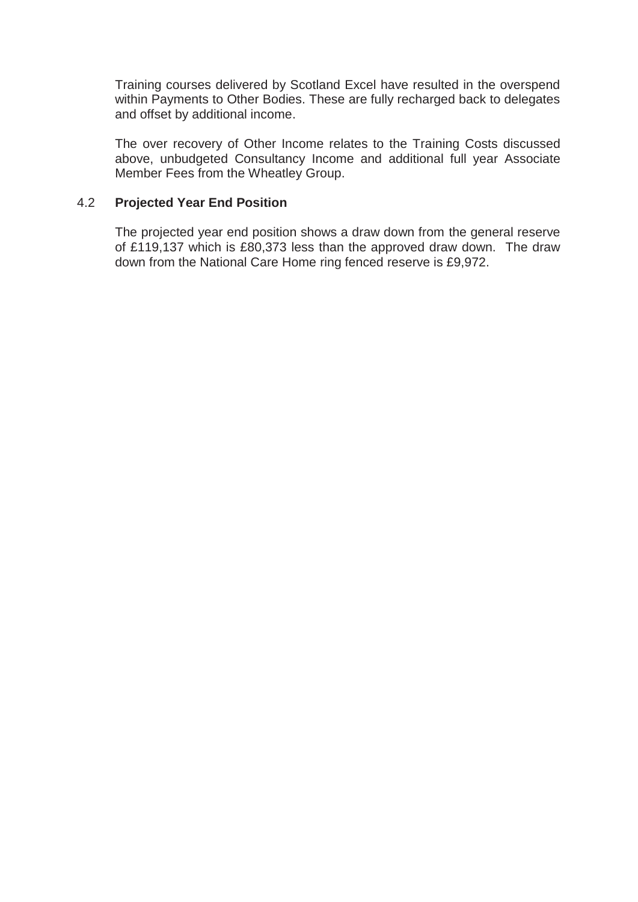Training courses delivered by Scotland Excel have resulted in the overspend within Payments to Other Bodies. These are fully recharged back to delegates and offset by additional income.

The over recovery of Other Income relates to the Training Costs discussed above, unbudgeted Consultancy Income and additional full year Associate Member Fees from the Wheatley Group.

### 4.2 Projected Year End Position

The projected year end position shows a draw down from the general reserve of £119,137 which is £80,373 less than the approved draw down. The draw down from the National Care Home ring fenced reserve is £9,972.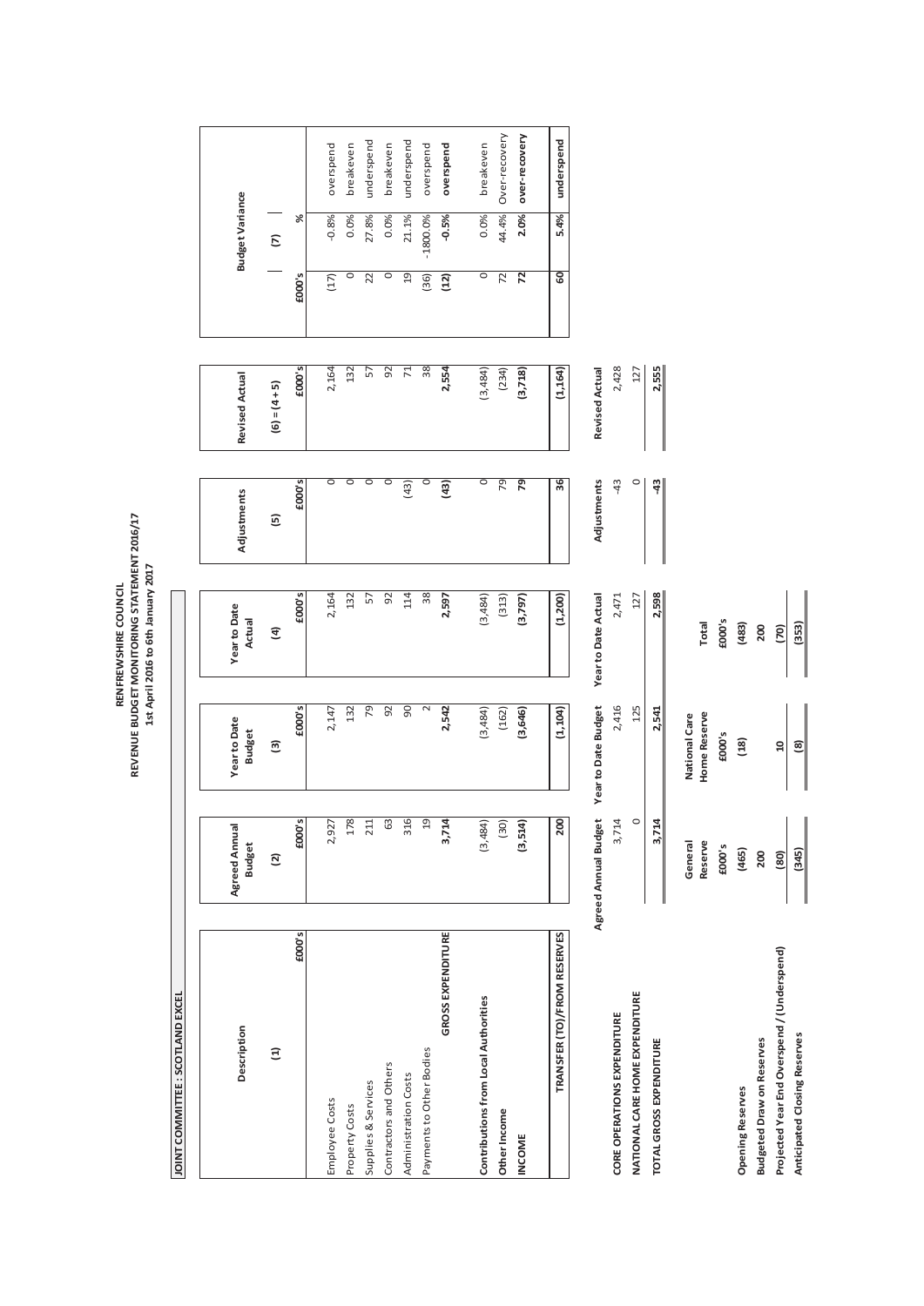# RENFREWSHIRE COUNCIL
## REVENUE BUDGET MONITORING STATEMENT 2016/17
### 1st April 2016 to 6th January 2017

**JOINT COMMITTEE : SCOTLAND EXCEL**

| Description | Agreed Annual Budget | Year to Date Budget | Year to Date Actual | Adjustments | Revised Actual | Budget Variance | | |
|---|---|---|---|---|---|---|---|---|
| (1) | (2) | (3) | (4) | (5) | (6) = (4 + 5) | (7) | | |
| £000's | £000's | £000's | £000's | £000's | £000's | £000's | % | |
| Employee Costs | 2,927 | 2,147 | 2,164 | 0 | 2,164 | (17) | -0.8% | overspend |
| Property Costs | 178 | 132 | 132 | 0 | 132 | 0 | 0.0% | breakeven |
| Supplies & Services | 211 | 79 | 57 | 0 | 57 | 22 | 27.8% | underspend |
| Contractors and Others | 63 | 92 | 92 | 0 | 92 | 0 | 0.0% | breakeven |
| Administration Costs | 316 | 90 | 114 | (43) | 71 | 19 | 21.1% | underspend |
| Payments to Other Bodies | 19 | 2 | 38 | 0 | 38 | (36) | -1800.0% | overspend |
| **GROSS EXPENDITURE** | **3,714** | **2,542** | **2,597** | **(43)** | **2,554** | **(12)** | **-0.5%** | **overspend** |
| **Contributions from Local Authorities** | (3,484) | (3,484) | (3,484) | 0 | (3,484) | 0 | 0.0% | breakeven |
| **Other Income** | (30) | (162) | (313) | 79 | (234) | 72 | 44.4% | Over-recovery |
| **INCOME** | **(3,514)** | **(3,646)** | **(3,797)** | **79** | **(3,718)** | **72** | **2.0%** | **over-recovery** |
| **TRANSFER (TO)/FROM RESERVES** | **200** | **(1,104)** | **(1,200)** | **36** | **(1,164)** | **60** | **5.4%** | **underspend** |

| | Agreed Annual Budget | Year to Date Budget | Year to Date Actual | Adjustments | Revised Actual |
|---|---|---|---|---|---|
| **CORE OPERATIONS EXPENDITURE** | 3,714 | 2,416 | 2,471 | -43 | 2,428 |
| **NATIONAL CARE HOME EXPENDITURE** | 0 | 125 | 127 | 0 | 127 |
| **TOTAL GROSS EXPENDITURE** | **3,714** | **2,541** | **2,598** | **-43** | **2,555** |

| | General Reserve | National Care Home Reserve | Total |
|---|---|---|---|
| | £000's | £000's | £000's |
| **Opening Reserves** | **(465)** | **(18)** | **(483)** |
| **Budgeted Draw on Reserves** | **200** | | **200** |
| **Projected Year End Overspend / (Underspend)** | **(80)** | **10** | **(70)** |
| **Anticipated Closing Reserves** | **(345)** | **(8)** | **(353)** |